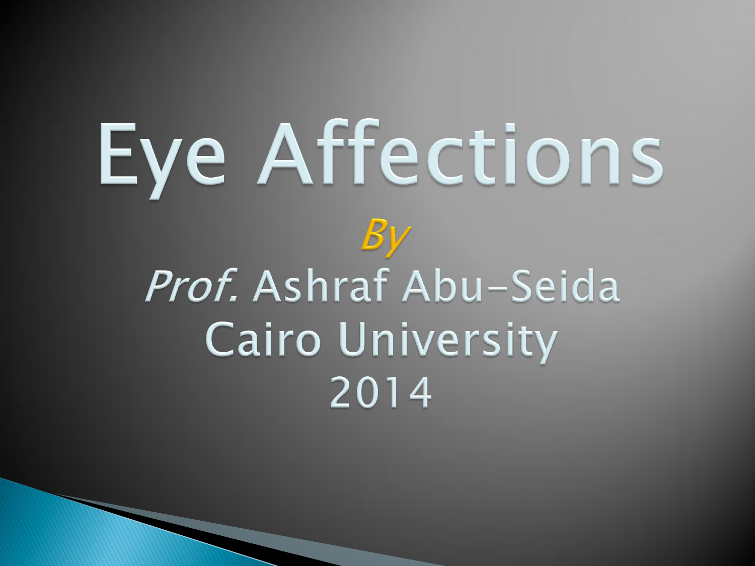# Eye Affections

*By*

*Prof.* Ashraf Abu-Seida

Cairo University

2014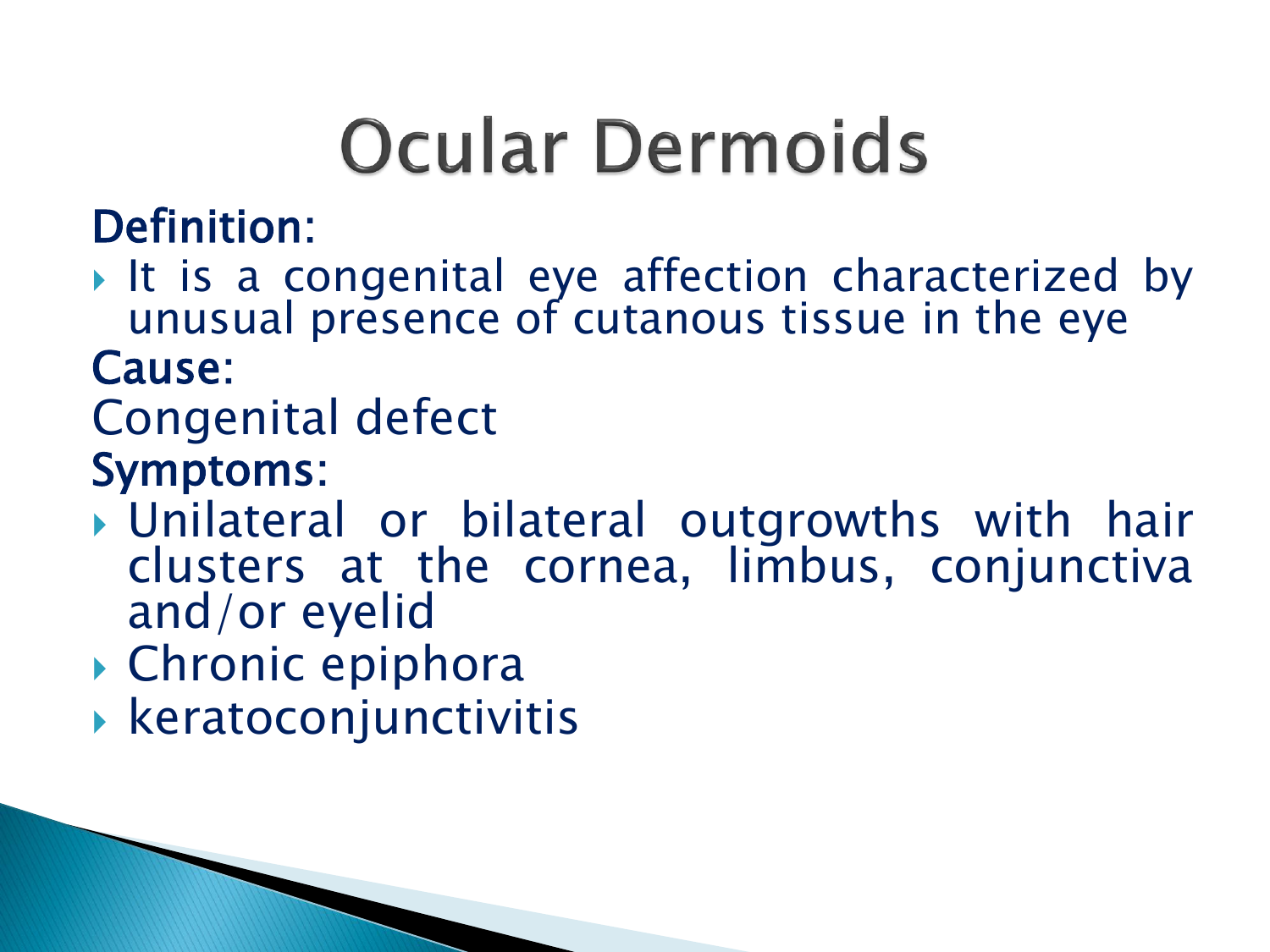# Ocular Dermoids

**Definition:**

- It is a congenital eye affection characterized by unusual presence of cutanous tissue in the eye

**Cause:**

Congenital defect

**Symptoms:**

- Unilateral or bilateral outgrowths with hair clusters at the cornea, limbus, conjunctiva and/or eyelid
- Chronic epiphora
- keratoconjunctivitis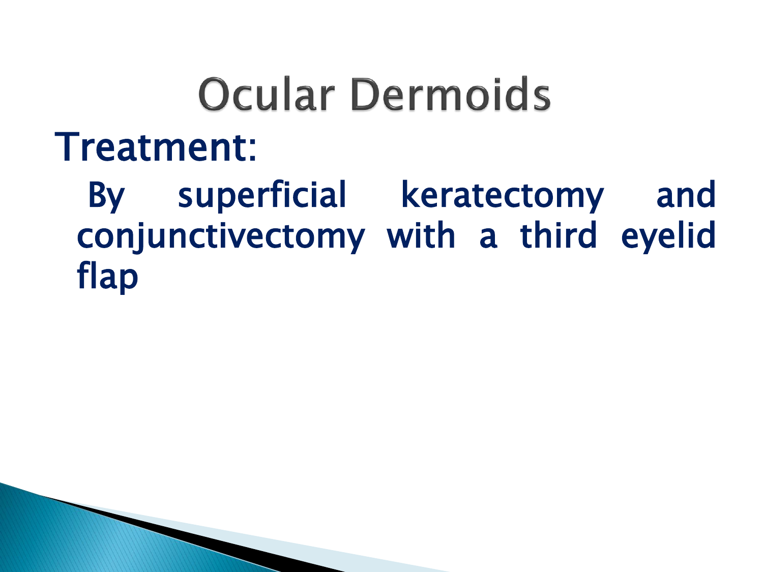# Ocular Dermoids

## Treatment:

By superficial keratectomy and conjunctivectomy with a third eyelid flap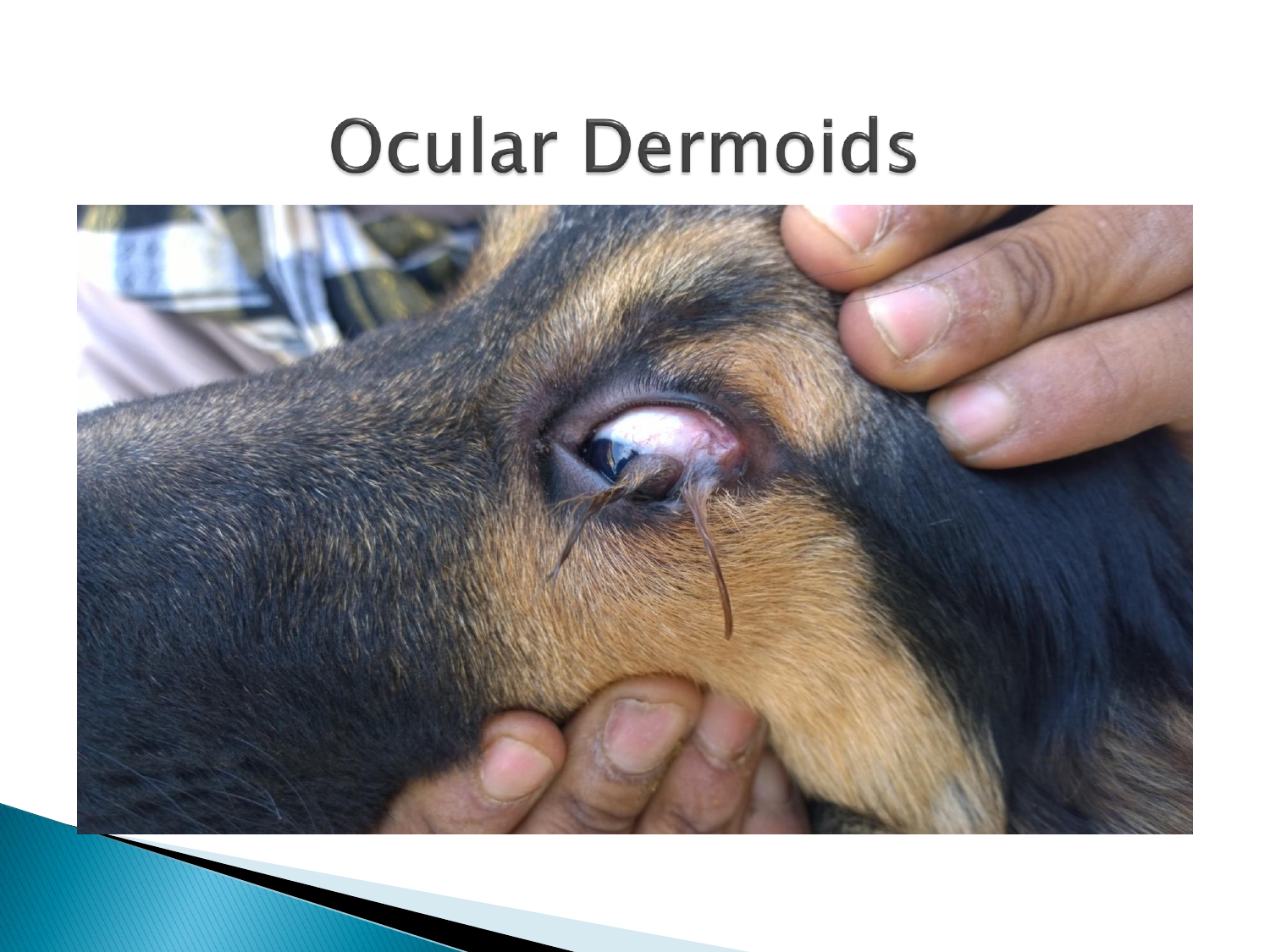# Ocular Dermoids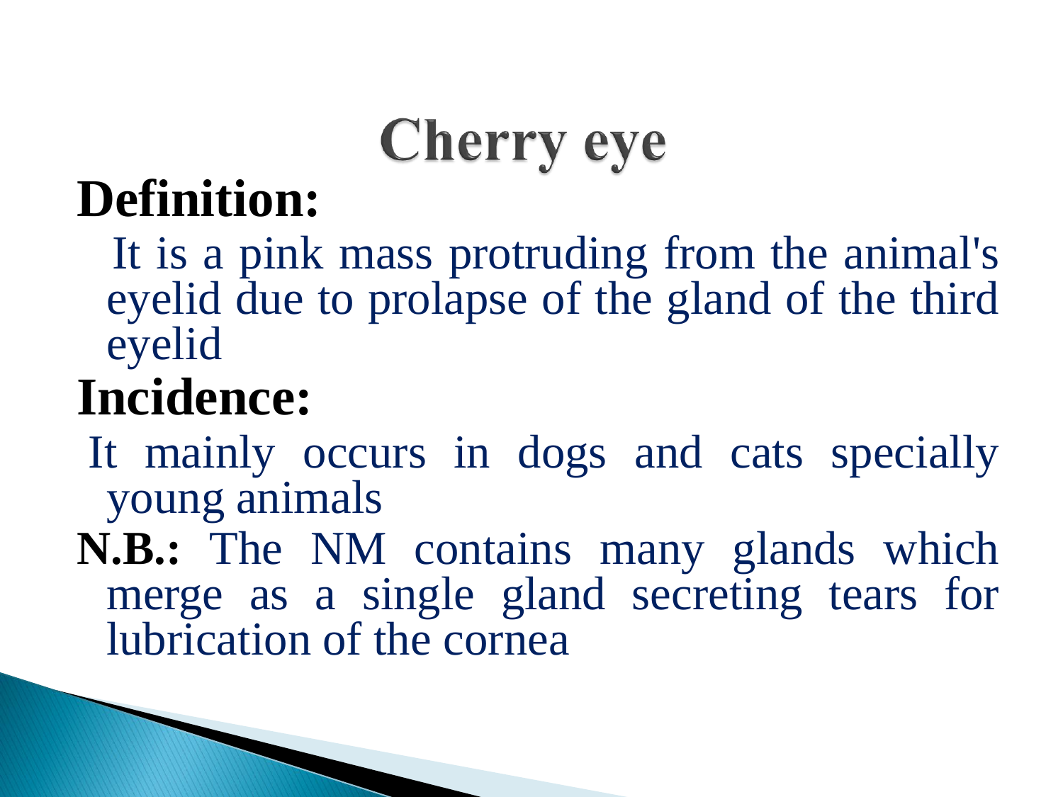# Cherry eye

**Definition:**

It is a pink mass protruding from the animal's eyelid due to prolapse of the gland of the third eyelid

**Incidence:**

It mainly occurs in dogs and cats specially young animals

**N.B.:** The NM contains many glands which merge as a single gland secreting tears for lubrication of the cornea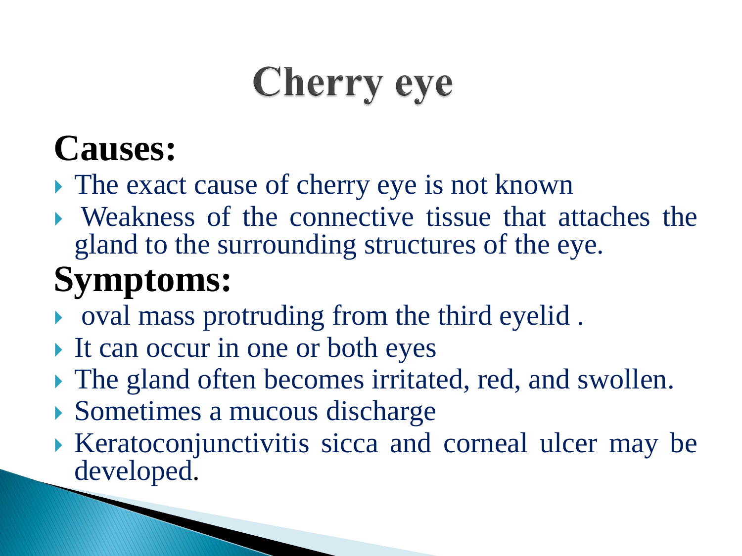# Cherry eye

## Causes:

- The exact cause of cherry eye is not known
- Weakness of the connective tissue that attaches the gland to the surrounding structures of the eye.

## Symptoms:

- oval mass protruding from the third eyelid .
- It can occur in one or both eyes
- The gland often becomes irritated, red, and swollen.
- Sometimes a mucous discharge
- Keratoconjunctivitis sicca and corneal ulcer may be developed.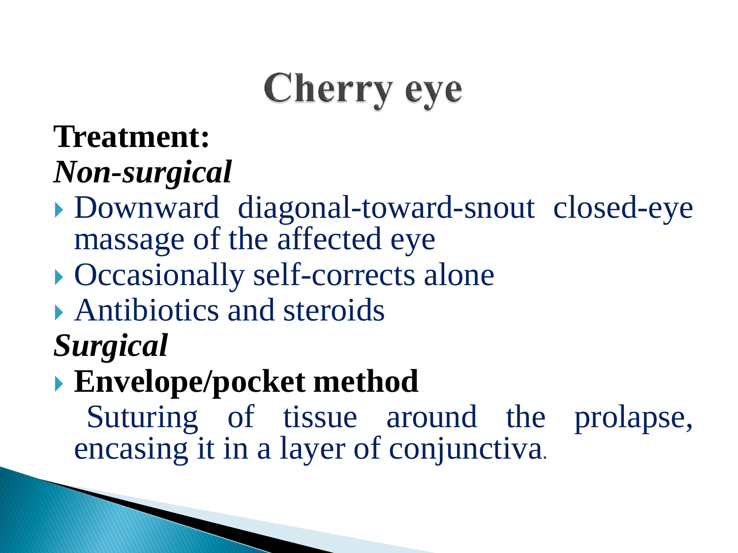# Cherry eye

**Treatment:**

***Non-surgical***

- Downward diagonal-toward-snout closed-eye massage of the affected eye
- Occasionally self-corrects alone
- Antibiotics and steroids

***Surgical***

- **Envelope/pocket method**

  Suturing of tissue around the prolapse, encasing it in a layer of conjunctiva.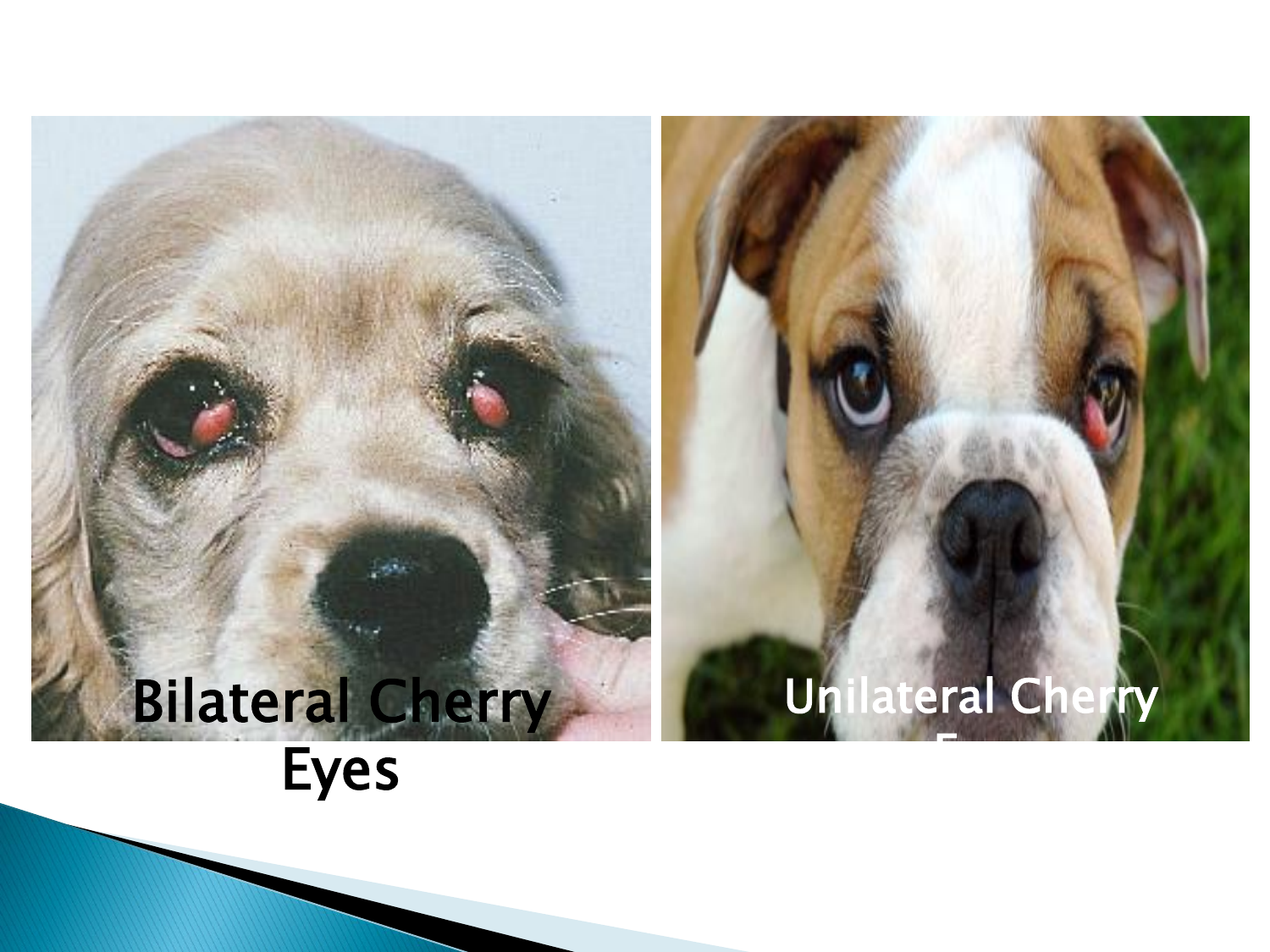Bilateral Cherry Eyes

Unilateral Cherry Eyes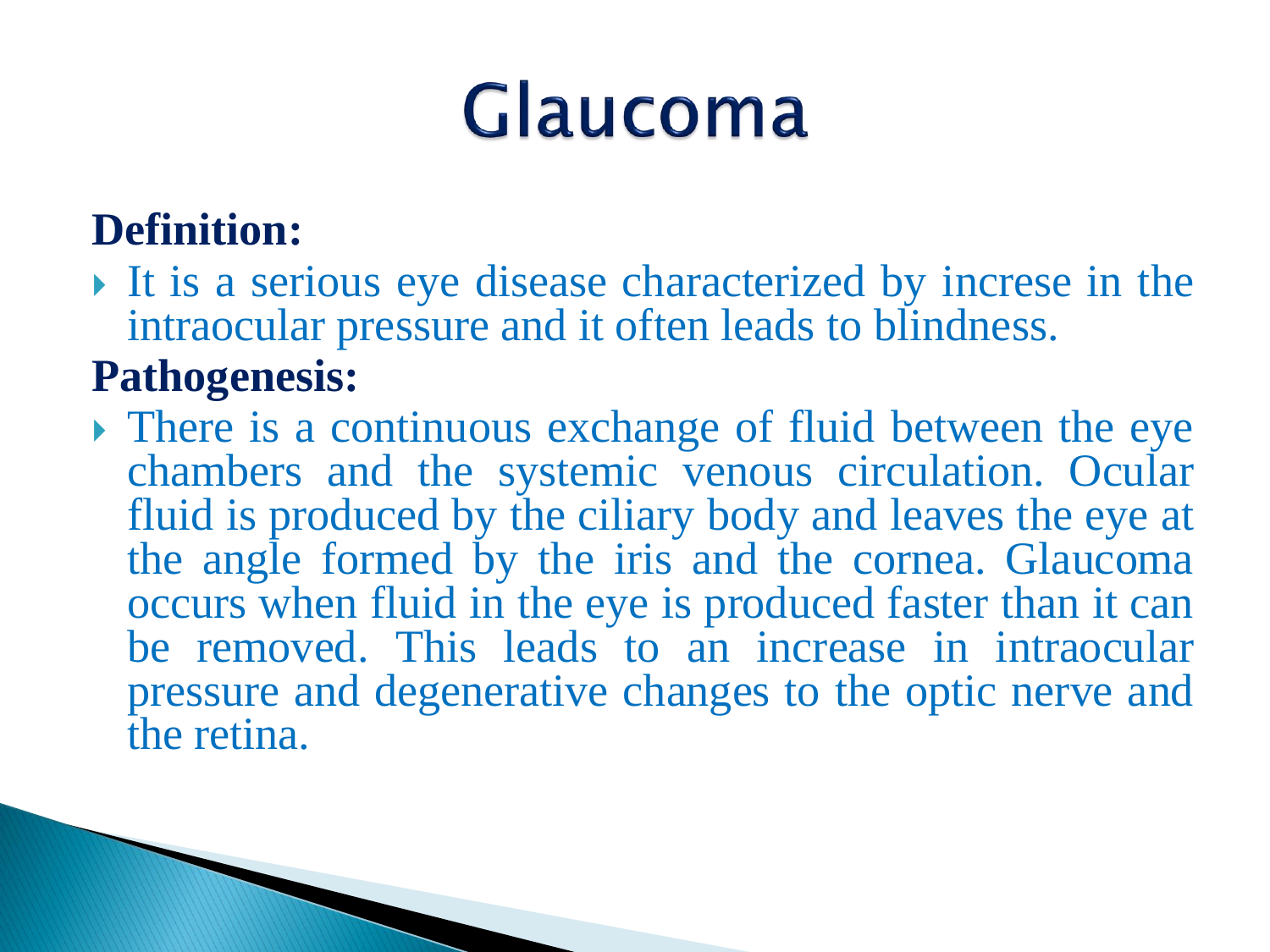# Glaucoma

**Definition:**

- It is a serious eye disease characterized by increse in the intraocular pressure and it often leads to blindness.

**Pathogenesis:**

- There is a continuous exchange of fluid between the eye chambers and the systemic venous circulation. Ocular fluid is produced by the ciliary body and leaves the eye at the angle formed by the iris and the cornea. Glaucoma occurs when fluid in the eye is produced faster than it can be removed. This leads to an increase in intraocular pressure and degenerative changes to the optic nerve and the retina.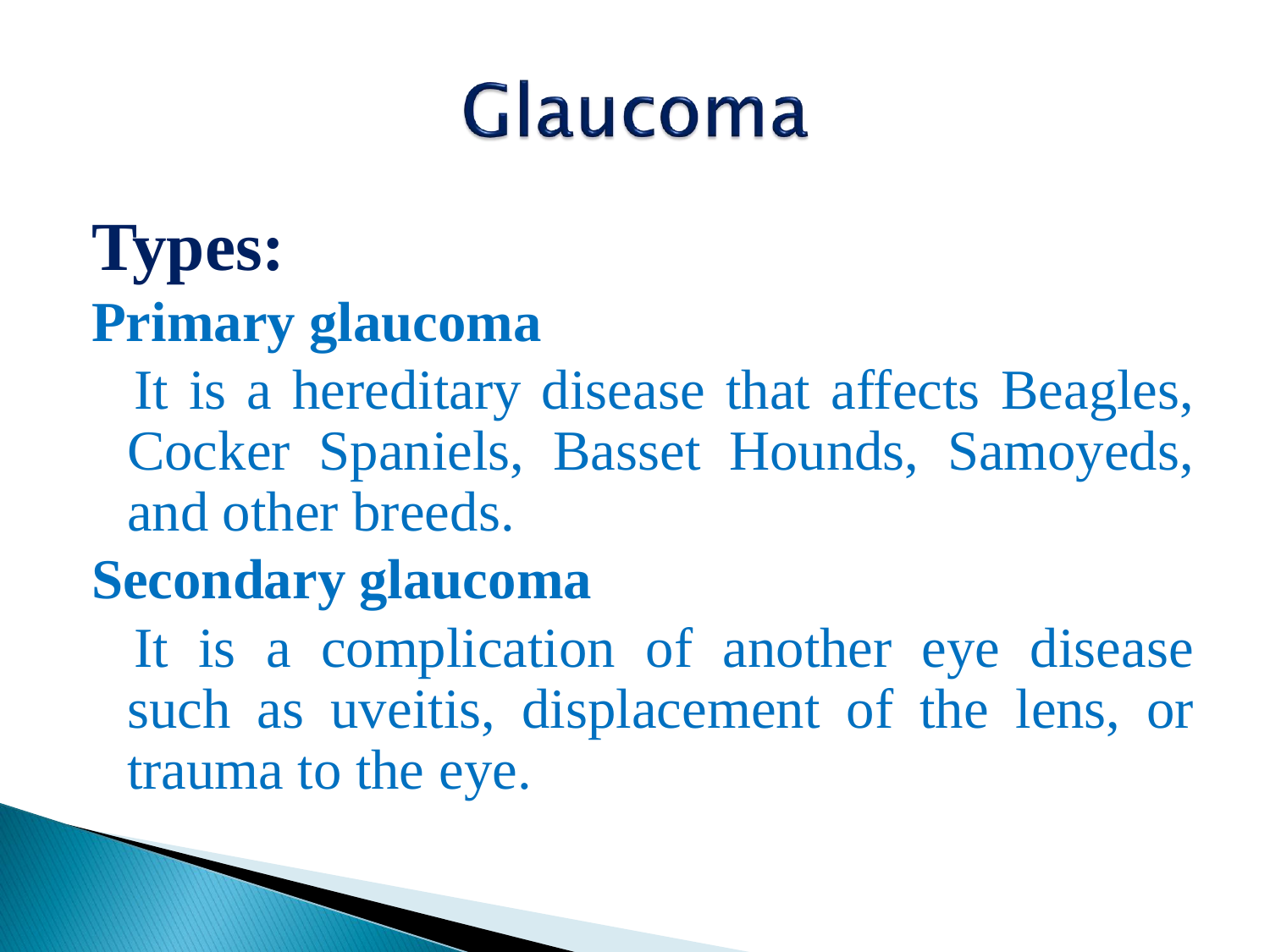# Glaucoma

## Types:

### Primary glaucoma

It is a hereditary disease that affects Beagles, Cocker Spaniels, Basset Hounds, Samoyeds, and other breeds.

### Secondary glaucoma

It is a complication of another eye disease such as uveitis, displacement of the lens, or trauma to the eye.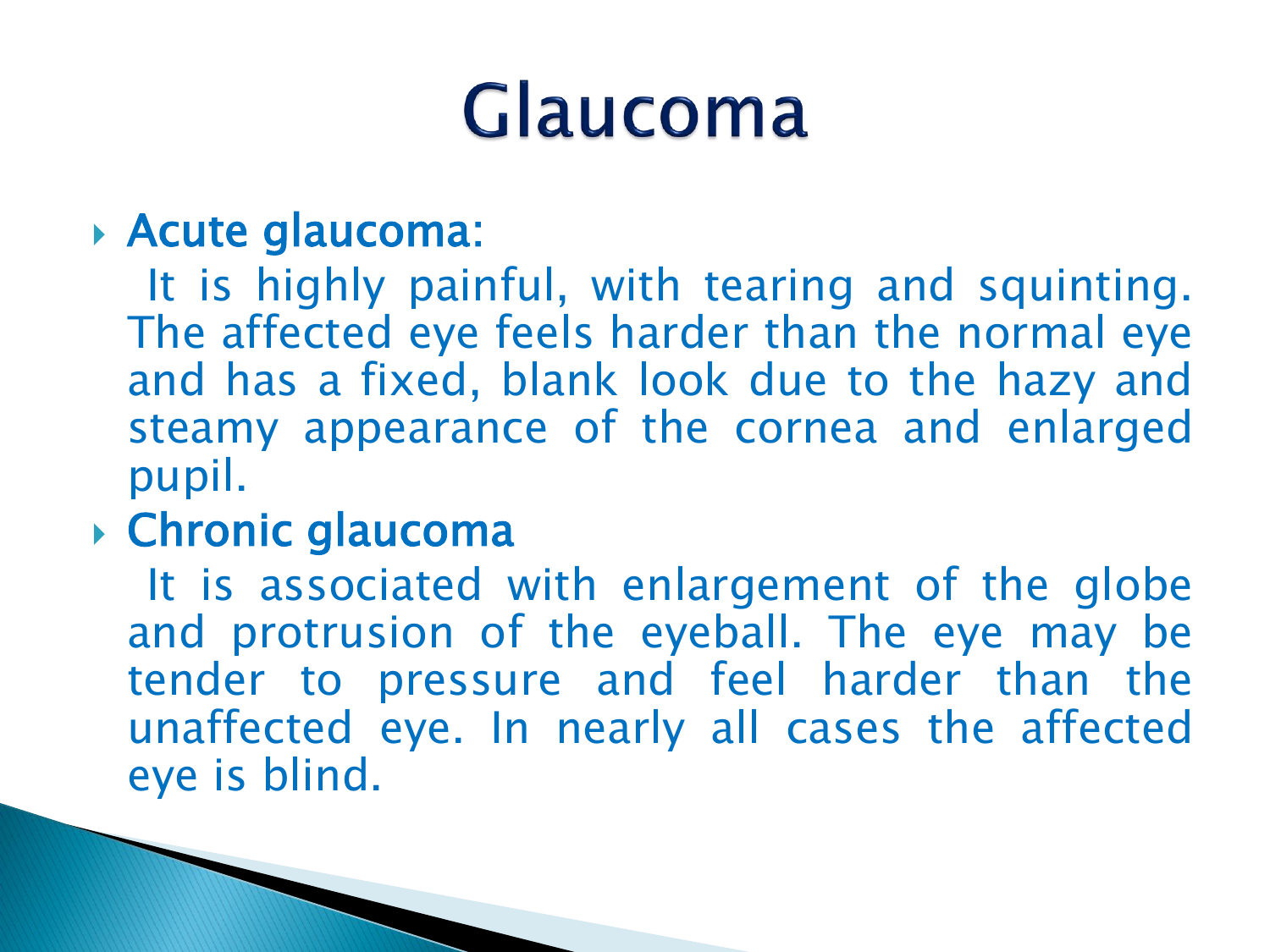# Glaucoma

- **Acute glaucoma**:

  It is highly painful, with tearing and squinting. The affected eye feels harder than the normal eye and has a fixed, blank look due to the hazy and steamy appearance of the cornea and enlarged pupil.

- **Chronic glaucoma**

  It is associated with enlargement of the globe and protrusion of the eyeball. The eye may be tender to pressure and feel harder than the unaffected eye. In nearly all cases the affected eye is blind.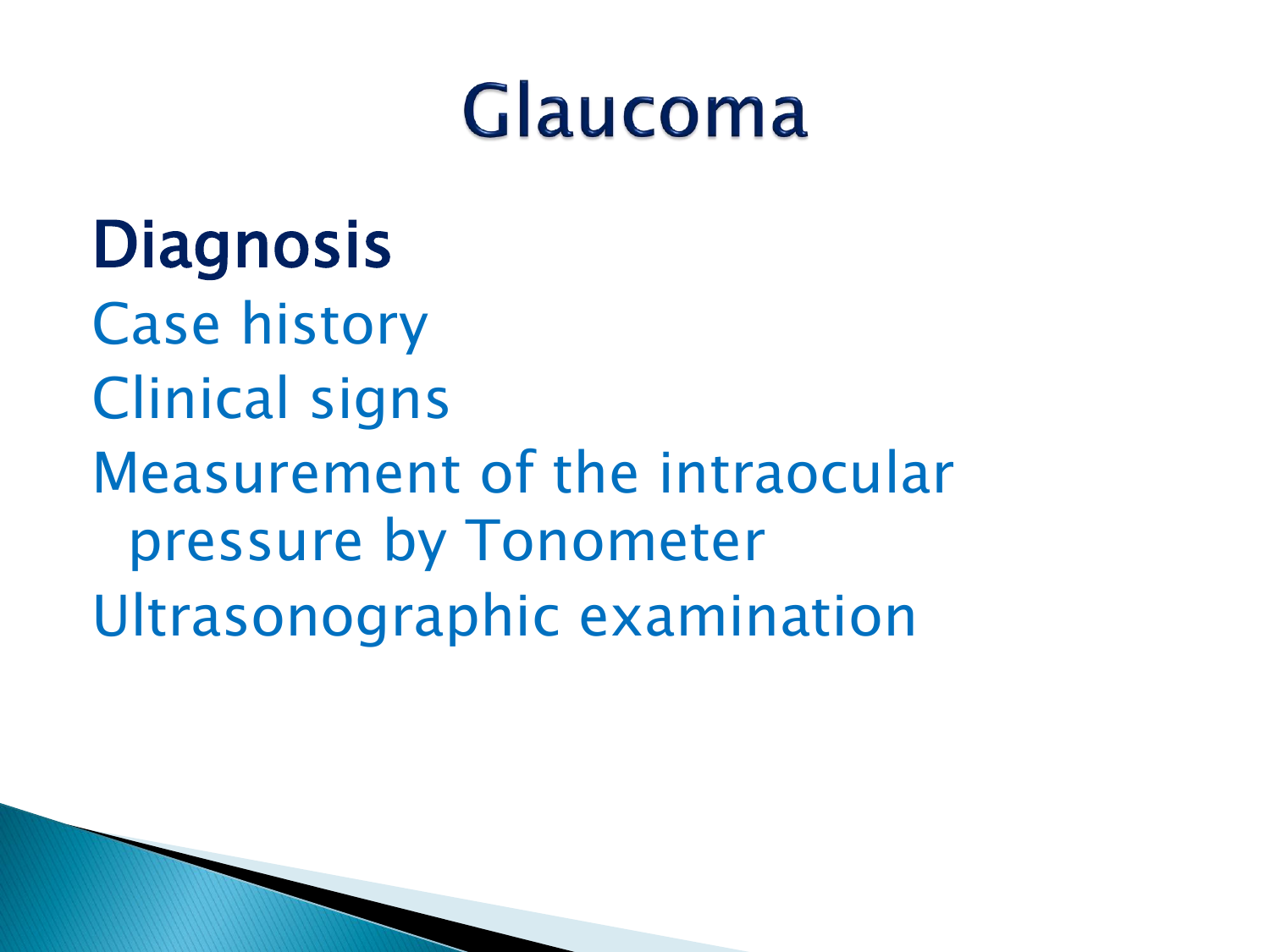# Glaucoma

## Diagnosis

Case history

Clinical signs

Measurement of the intraocular pressure by Tonometer

Ultrasonographic examination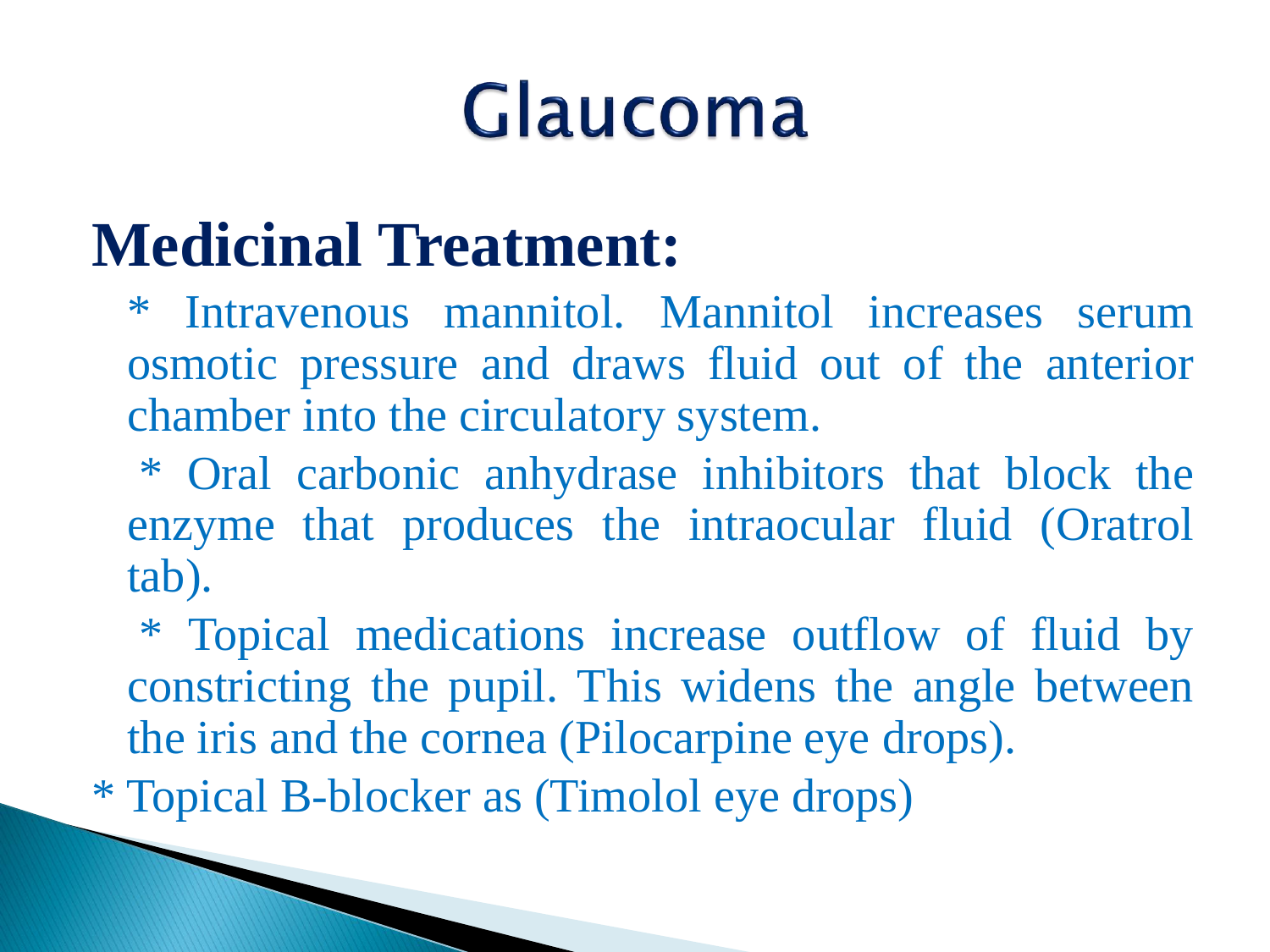# Glaucoma

## Medicinal Treatment:

* Intravenous mannitol. Mannitol increases serum osmotic pressure and draws fluid out of the anterior chamber into the circulatory system.

* Oral carbonic anhydrase inhibitors that block the enzyme that produces the intraocular fluid (Oratrol tab).

* Topical medications increase outflow of fluid by constricting the pupil. This widens the angle between the iris and the cornea (Pilocarpine eye drops).

* Topical B-blocker as (Timolol eye drops)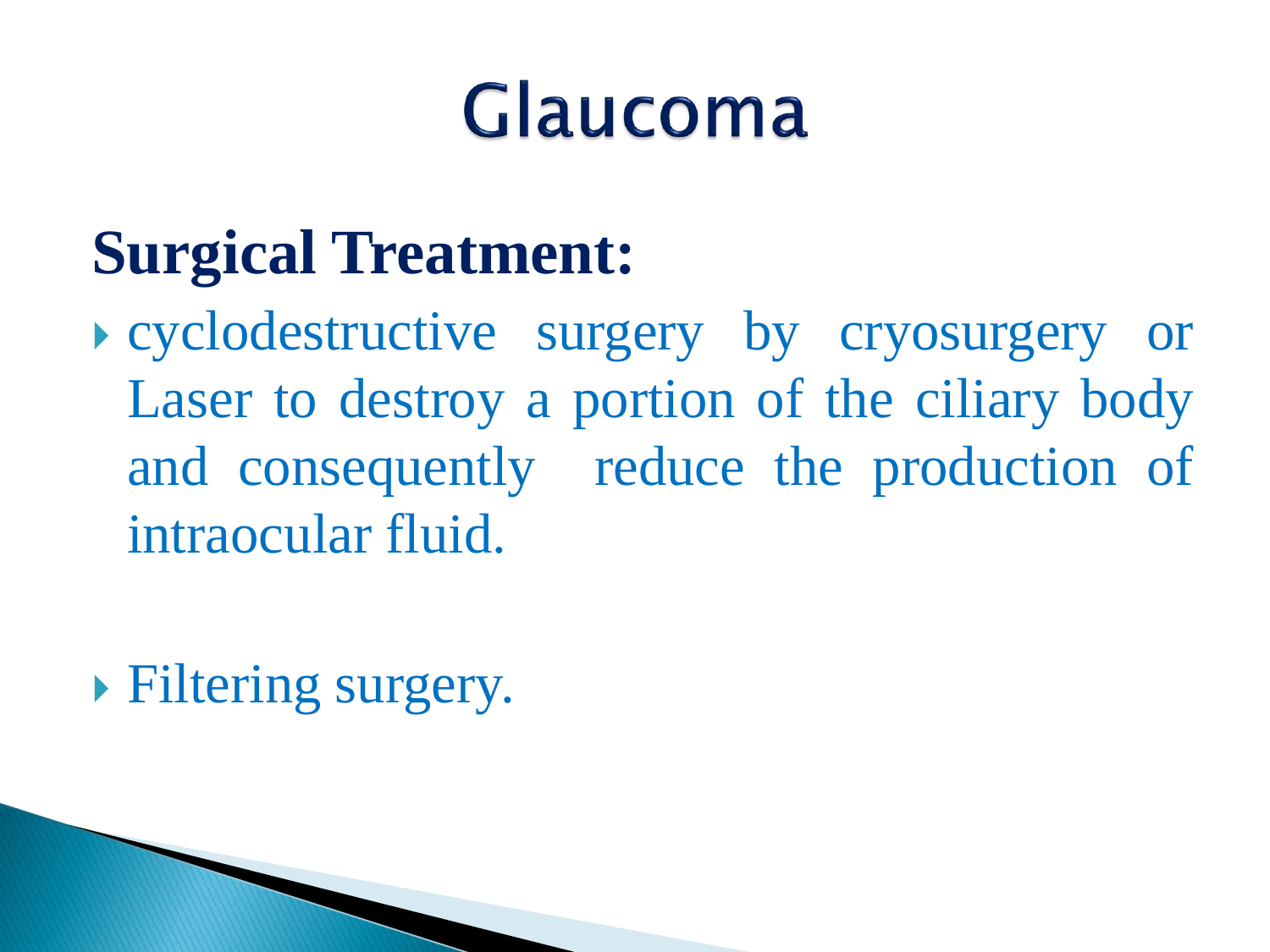# Glaucoma

## Surgical Treatment:

- cyclodestructive surgery by cryosurgery or Laser to destroy a portion of the ciliary body and consequently reduce the production of intraocular fluid.
- Filtering surgery.